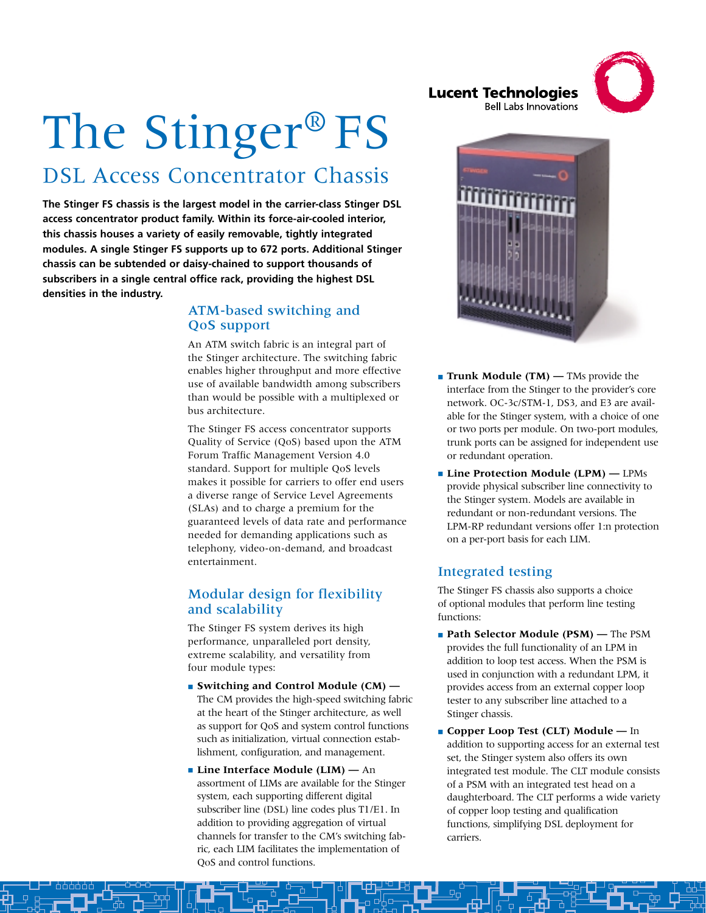Lucent Technologies
Bell Labs Innovations

# The Stinger® FS

## DSL Access Concentrator Chassis

**The Stinger FS chassis is the largest model in the carrier-class Stinger DSL access concentrator product family. Within its force-air-cooled interior, this chassis houses a variety of easily removable, tightly integrated modules. A single Stinger FS supports up to 672 ports. Additional Stinger chassis can be subtended or daisy-chained to support thousands of subscribers in a single central office rack, providing the highest DSL densities in the industry.**

### ATM-based switching and QoS support

An ATM switch fabric is an integral part of the Stinger architecture. The switching fabric enables higher throughput and more effective use of available bandwidth among subscribers than would be possible with a multiplexed or bus architecture.

The Stinger FS access concentrator supports Quality of Service (QoS) based upon the ATM Forum Traffic Management Version 4.0 standard. Support for multiple QoS levels makes it possible for carriers to offer end users a diverse range of Service Level Agreements (SLAs) and to charge a premium for the guaranteed levels of data rate and performance needed for demanding applications such as telephony, video-on-demand, and broadcast entertainment.

### Modular design for flexibility and scalability

The Stinger FS system derives its high performance, unparalleled port density, extreme scalability, and versatility from four module types:

- **Switching and Control Module (CM) —** The CM provides the high-speed switching fabric at the heart of the Stinger architecture, as well as support for QoS and system control functions such as initialization, virtual connection establishment, configuration, and management.
- **Line Interface Module (LIM) —** An assortment of LIMs are available for the Stinger system, each supporting different digital subscriber line (DSL) line codes plus T1/E1. In addition to providing aggregation of virtual channels for transfer to the CM's switching fabric, each LIM facilitates the implementation of QoS and control functions.
- **Trunk Module (TM) —** TMs provide the interface from the Stinger to the provider's core network. OC-3c/STM-1, DS3, and E3 are available for the Stinger system, with a choice of one or two ports per module. On two-port modules, trunk ports can be assigned for independent use or redundant operation.
- **Line Protection Module (LPM) —** LPMs provide physical subscriber line connectivity to the Stinger system. Models are available in redundant or non-redundant versions. The LPM-RP redundant versions offer 1:n protection on a per-port basis for each LIM.

### Integrated testing

The Stinger FS chassis also supports a choice of optional modules that perform line testing functions:

- **Path Selector Module (PSM) —** The PSM provides the full functionality of an LPM in addition to loop test access. When the PSM is used in conjunction with a redundant LPM, it provides access from an external copper loop tester to any subscriber line attached to a Stinger chassis.
- **Copper Loop Test (CLT) Module —** In addition to supporting access for an external test set, the Stinger system also offers its own integrated test module. The CLT module consists of a PSM with an integrated test head on a daughterboard. The CLT performs a wide variety of copper loop testing and qualification functions, simplifying DSL deployment for carriers.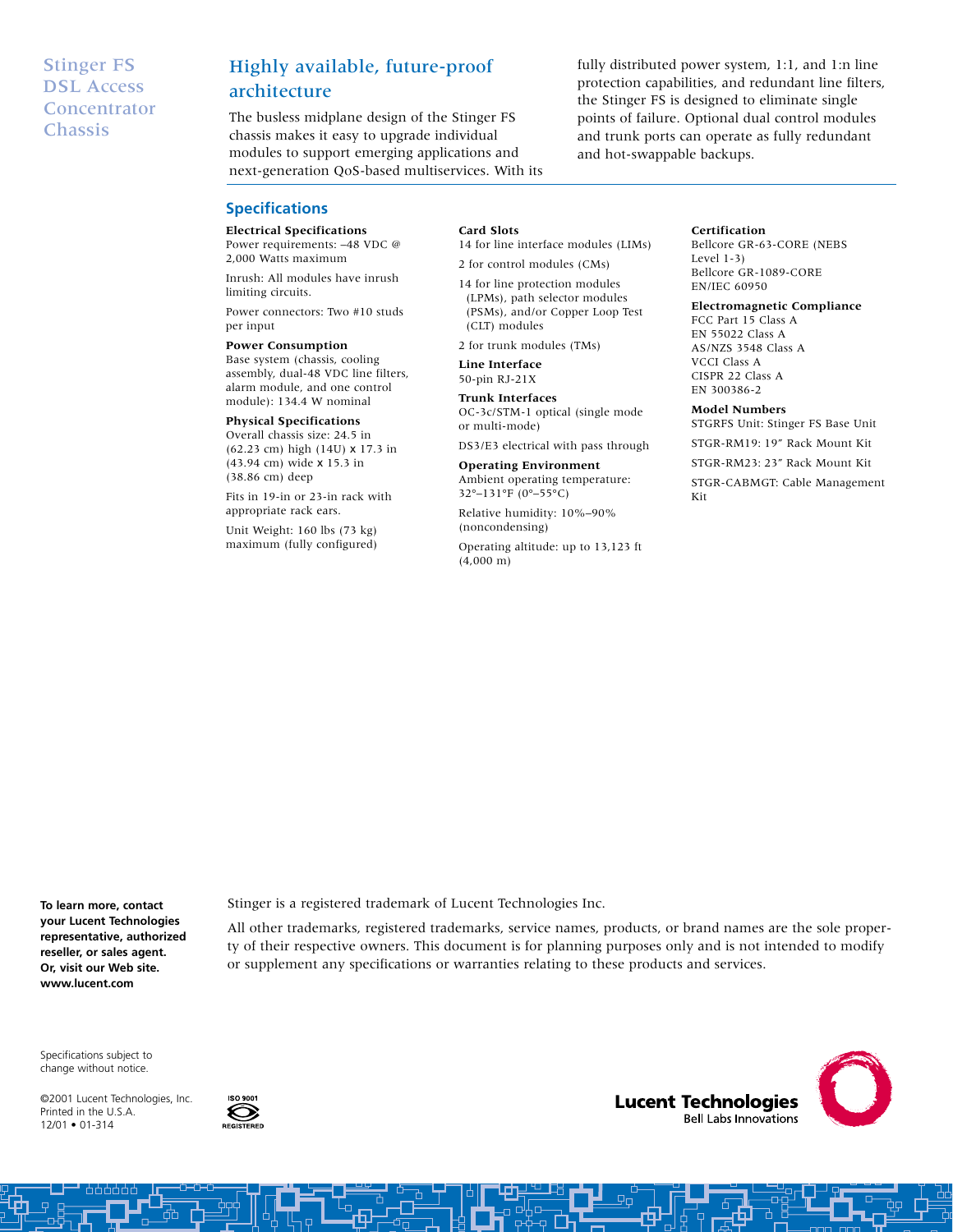Stinger FS DSL Access Concentrator Chassis

## Highly available, future-proof architecture

The busless midplane design of the Stinger FS chassis makes it easy to upgrade individual modules to support emerging applications and next-generation QoS-based multiservices. With its fully distributed power system, 1:1, and 1:n line protection capabilities, and redundant line filters, the Stinger FS is designed to eliminate single points of failure. Optional dual control modules and trunk ports can operate as fully redundant and hot-swappable backups.

## Specifications

**Electrical Specifications**
Power requirements: –48 VDC @ 2,000 Watts maximum

Inrush: All modules have inrush limiting circuits.

Power connectors: Two #10 studs per input

**Power Consumption**
Base system (chassis, cooling assembly, dual-48 VDC line filters, alarm module, and one control module): 134.4 W nominal

**Physical Specifications**
Overall chassis size: 24.5 in (62.23 cm) high (14U) x 17.3 in (43.94 cm) wide x 15.3 in (38.86 cm) deep

Fits in 19-in or 23-in rack with appropriate rack ears.

Unit Weight: 160 lbs (73 kg) maximum (fully configured)

**Card Slots**
14 for line interface modules (LIMs)

2 for control modules (CMs)

14 for line protection modules (LPMs), path selector modules (PSMs), and/or Copper Loop Test (CLT) modules

2 for trunk modules (TMs)

**Line Interface**
50-pin RJ-21X

**Trunk Interfaces**
OC-3c/STM-1 optical (single mode or multi-mode)

DS3/E3 electrical with pass through

**Operating Environment**
Ambient operating temperature: 32°–131°F (0°–55°C)

Relative humidity: 10%–90% (noncondensing)

Operating altitude: up to 13,123 ft (4,000 m)

**Certification**
Bellcore GR-63-CORE (NEBS Level 1-3)
Bellcore GR-1089-CORE
EN/IEC 60950

**Electromagnetic Compliance**
FCC Part 15 Class A
EN 55022 Class A
AS/NZS 3548 Class A
VCCI Class A
CISPR 22 Class A
EN 300386-2

**Model Numbers**
STGRFS Unit: Stinger FS Base Unit

STGR-RM19: 19" Rack Mount Kit

STGR-RM23: 23" Rack Mount Kit

STGR-CABMGT: Cable Management Kit

**To learn more, contact your Lucent Technologies representative, authorized reseller, or sales agent. Or, visit our Web site. www.lucent.com**

Stinger is a registered trademark of Lucent Technologies Inc.

All other trademarks, registered trademarks, service names, products, or brand names are the sole property of their respective owners. This document is for planning purposes only and is not intended to modify or supplement any specifications or warranties relating to these products and services.

Specifications subject to change without notice.

©2001 Lucent Technologies, Inc.
Printed in the U.S.A.
12/01 • 01-314

ISO 9001 REGISTERED

Lucent Technologies
Bell Labs Innovations